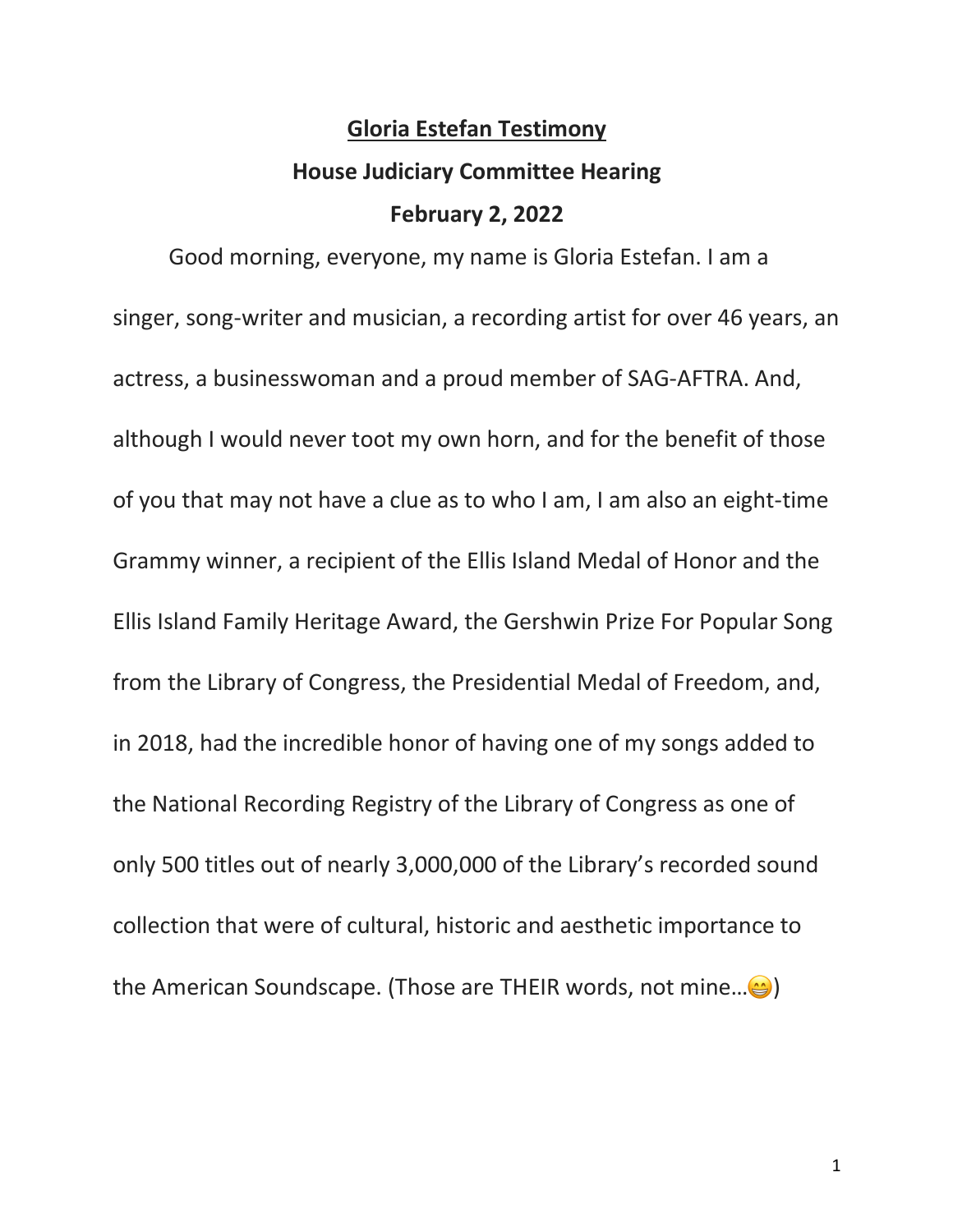# Gloria Estefan Testimony

## House Judiciary Committee Hearing

## February 2, 2022

Good morning, everyone, my name is Gloria Estefan. I am a singer, song-writer and musician, a recording artist for over 46 years, an actress, a businesswoman and a proud member of SAG-AFTRA. And, although I would never toot my own horn, and for the benefit of those of you that may not have a clue as to who I am, I am also an eight-time Grammy winner, a recipient of the Ellis Island Medal of Honor and the Ellis Island Family Heritage Award, the Gershwin Prize For Popular Song from the Library of Congress, the Presidential Medal of Freedom, and, in 2018, had the incredible honor of having one of my songs added to the National Recording Registry of the Library of Congress as one of only 500 titles out of nearly 3,000,000 of the Library's recorded sound collection that were of cultural, historic and aesthetic importance to the American Soundscape. (Those are THEIR words, not mine…😁)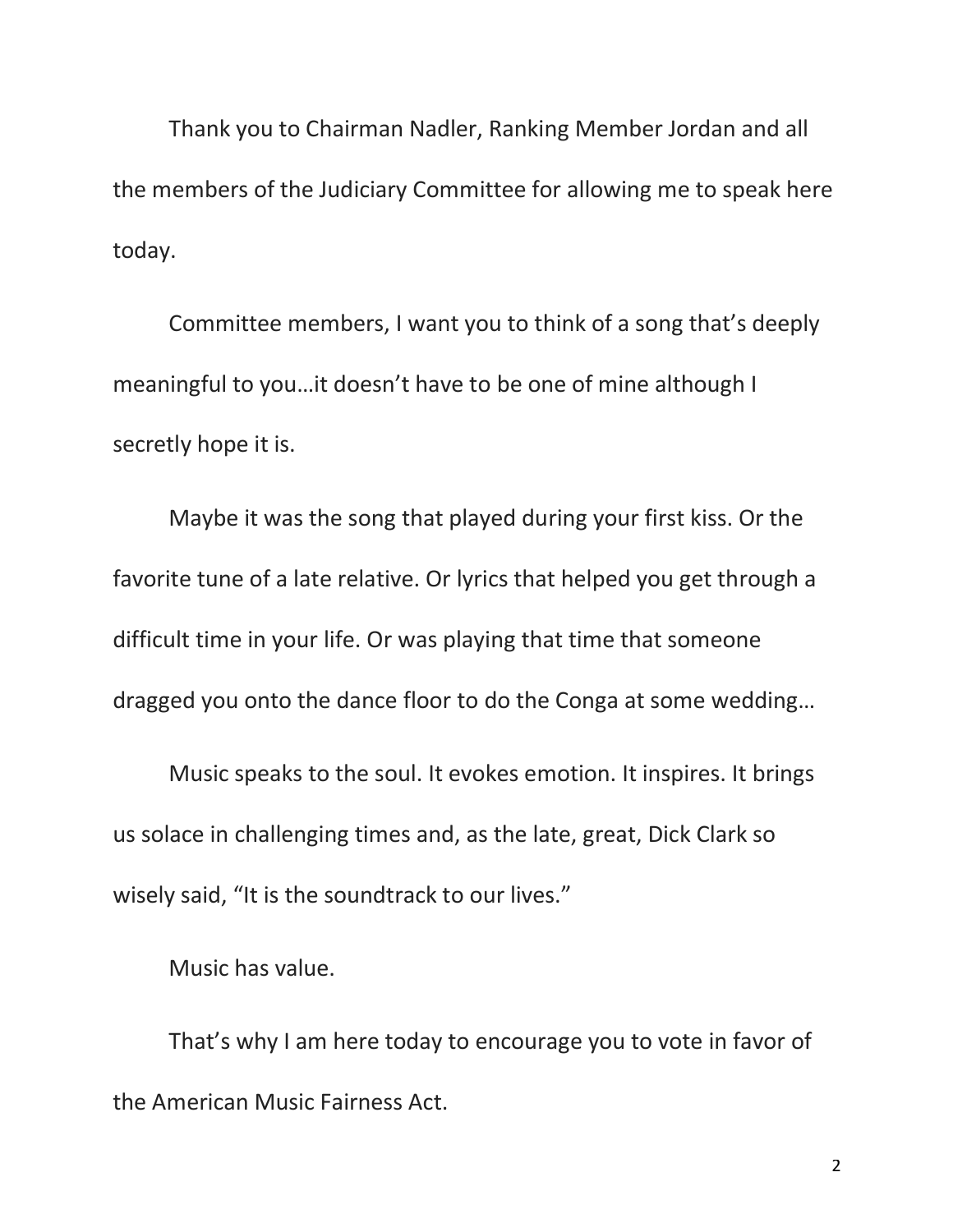Thank you to Chairman Nadler, Ranking Member Jordan and all the members of the Judiciary Committee for allowing me to speak here today.

Committee members, I want you to think of a song that's deeply meaningful to you…it doesn't have to be one of mine although I secretly hope it is.

Maybe it was the song that played during your first kiss. Or the favorite tune of a late relative. Or lyrics that helped you get through a difficult time in your life. Or was playing that time that someone dragged you onto the dance floor to do the Conga at some wedding…

Music speaks to the soul. It evokes emotion. It inspires. It brings us solace in challenging times and, as the late, great, Dick Clark so wisely said, "It is the soundtrack to our lives."

Music has value.

That's why I am here today to encourage you to vote in favor of the American Music Fairness Act.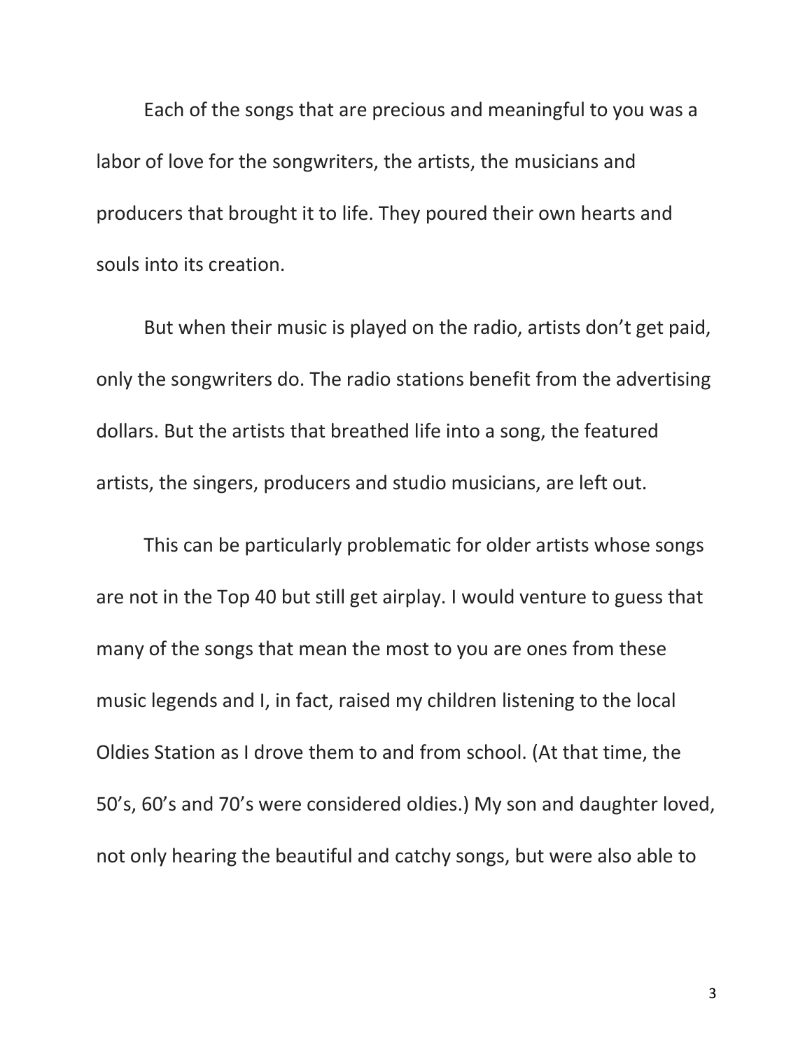Each of the songs that are precious and meaningful to you was a labor of love for the songwriters, the artists, the musicians and producers that brought it to life. They poured their own hearts and souls into its creation.

But when their music is played on the radio, artists don't get paid, only the songwriters do. The radio stations benefit from the advertising dollars. But the artists that breathed life into a song, the featured artists, the singers, producers and studio musicians, are left out.

This can be particularly problematic for older artists whose songs are not in the Top 40 but still get airplay. I would venture to guess that many of the songs that mean the most to you are ones from these music legends and I, in fact, raised my children listening to the local Oldies Station as I drove them to and from school. (At that time, the 50's, 60's and 70's were considered oldies.) My son and daughter loved, not only hearing the beautiful and catchy songs, but were also able to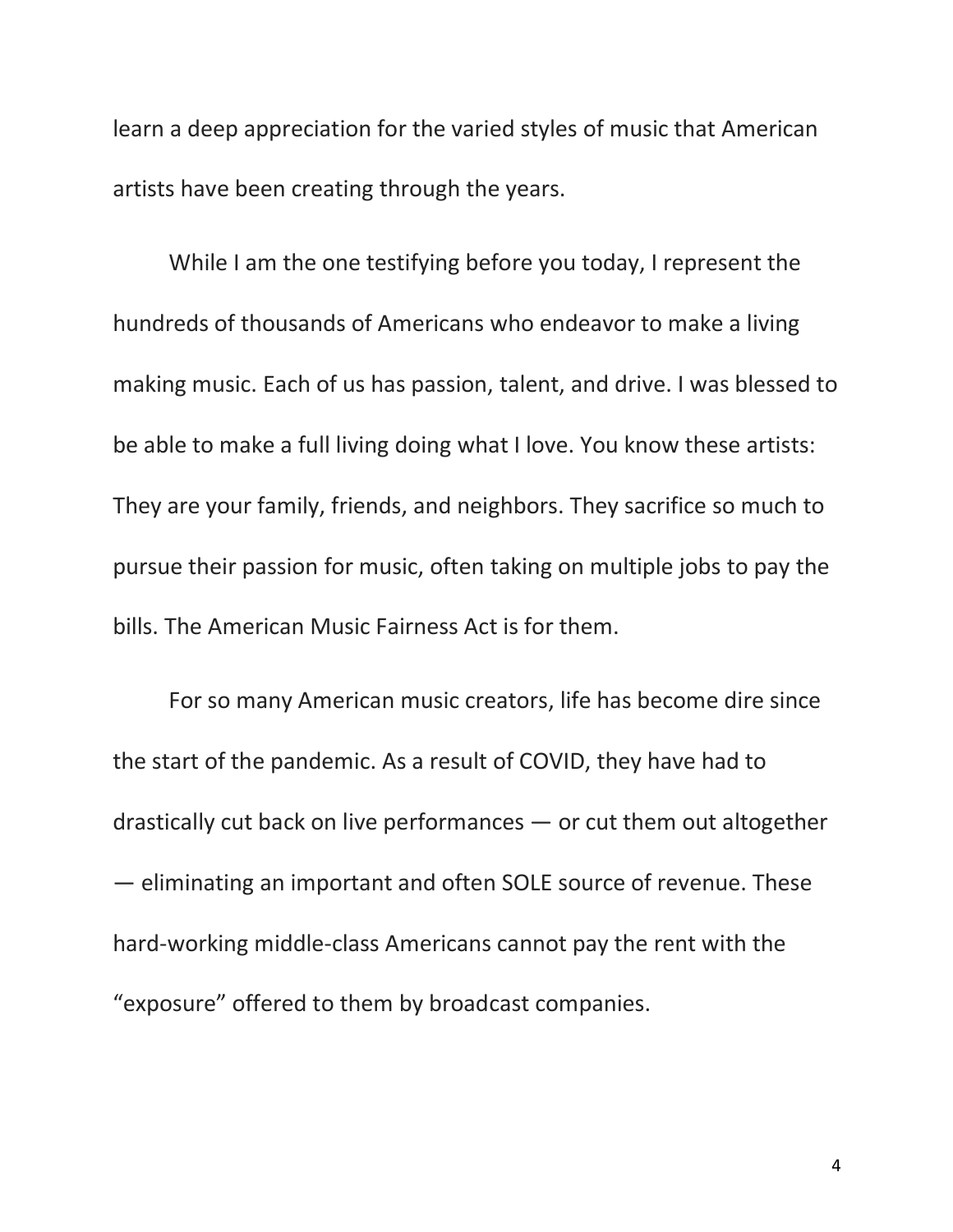learn a deep appreciation for the varied styles of music that American artists have been creating through the years.

While I am the one testifying before you today, I represent the hundreds of thousands of Americans who endeavor to make a living making music. Each of us has passion, talent, and drive. I was blessed to be able to make a full living doing what I love. You know these artists: They are your family, friends, and neighbors. They sacrifice so much to pursue their passion for music, often taking on multiple jobs to pay the bills. The American Music Fairness Act is for them.

For so many American music creators, life has become dire since the start of the pandemic. As a result of COVID, they have had to drastically cut back on live performances — or cut them out altogether — eliminating an important and often SOLE source of revenue. These hard-working middle-class Americans cannot pay the rent with the "exposure" offered to them by broadcast companies.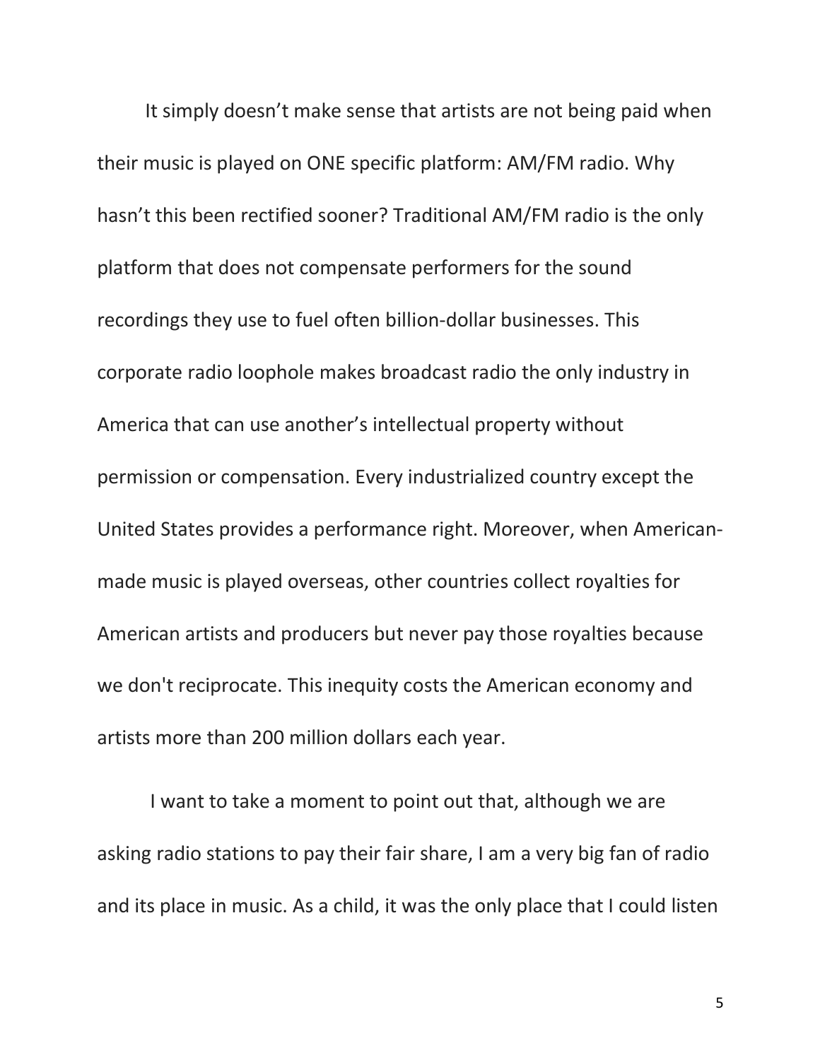It simply doesn't make sense that artists are not being paid when their music is played on ONE specific platform: AM/FM radio. Why hasn't this been rectified sooner? Traditional AM/FM radio is the only platform that does not compensate performers for the sound recordings they use to fuel often billion-dollar businesses. This corporate radio loophole makes broadcast radio the only industry in America that can use another's intellectual property without permission or compensation. Every industrialized country except the United States provides a performance right. Moreover, when American-made music is played overseas, other countries collect royalties for American artists and producers but never pay those royalties because we don't reciprocate. This inequity costs the American economy and artists more than 200 million dollars each year.

I want to take a moment to point out that, although we are asking radio stations to pay their fair share, I am a very big fan of radio and its place in music. As a child, it was the only place that I could listen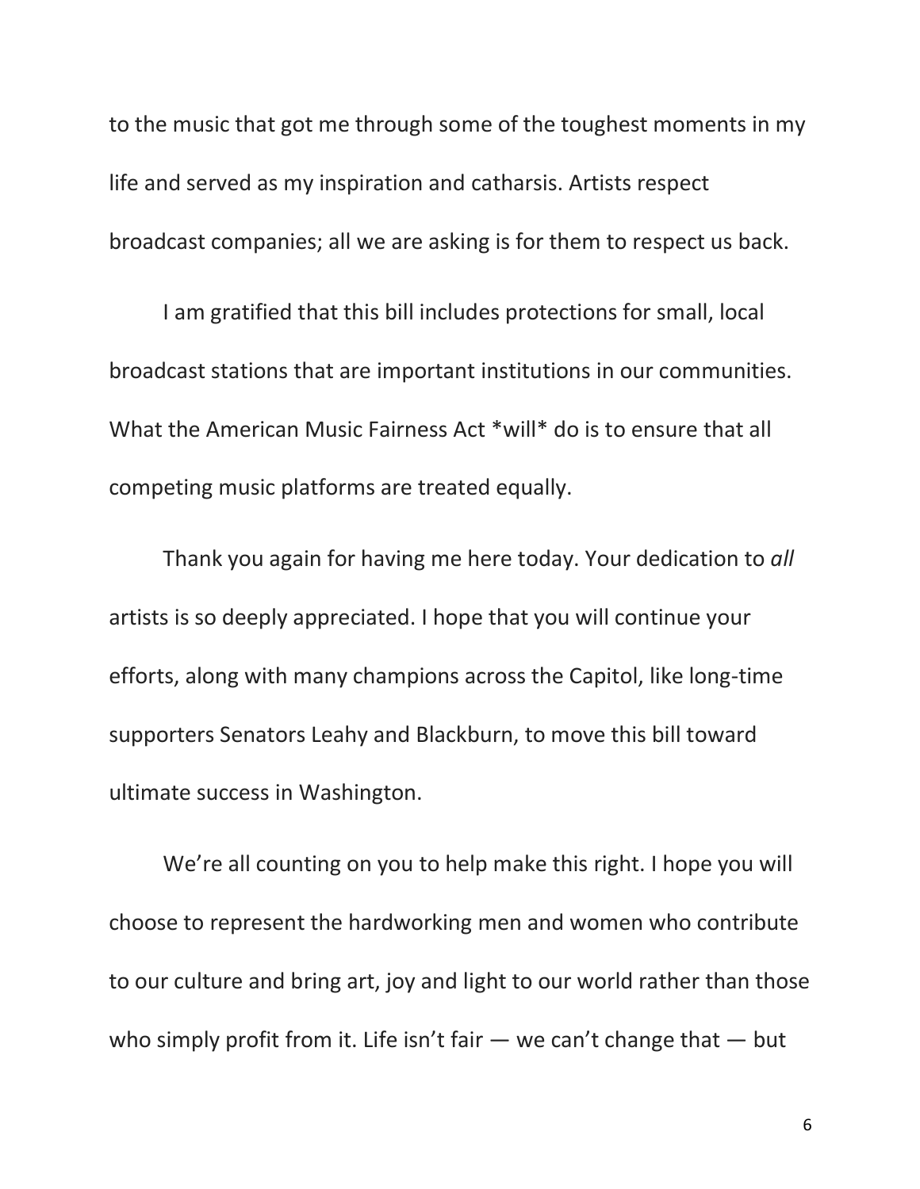to the music that got me through some of the toughest moments in my life and served as my inspiration and catharsis. Artists respect broadcast companies; all we are asking is for them to respect us back.

I am gratified that this bill includes protections for small, local broadcast stations that are important institutions in our communities. What the American Music Fairness Act *will* do is to ensure that all competing music platforms are treated equally.

Thank you again for having me here today. Your dedication to *all* artists is so deeply appreciated. I hope that you will continue your efforts, along with many champions across the Capitol, like long-time supporters Senators Leahy and Blackburn, to move this bill toward ultimate success in Washington.

We're all counting on you to help make this right. I hope you will choose to represent the hardworking men and women who contribute to our culture and bring art, joy and light to our world rather than those who simply profit from it. Life isn't fair — we can't change that — but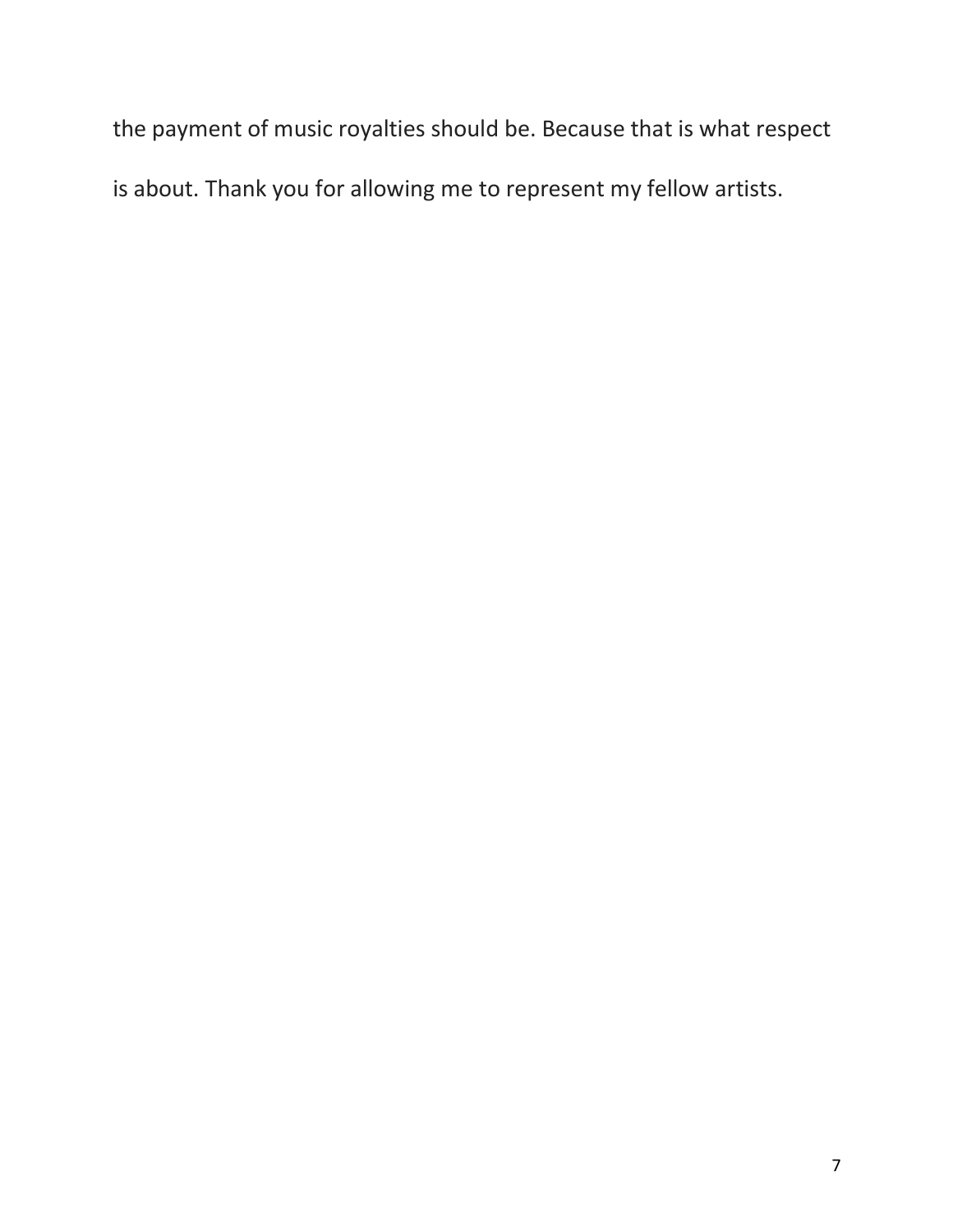the payment of music royalties should be. Because that is what respect is about. Thank you for allowing me to represent my fellow artists.